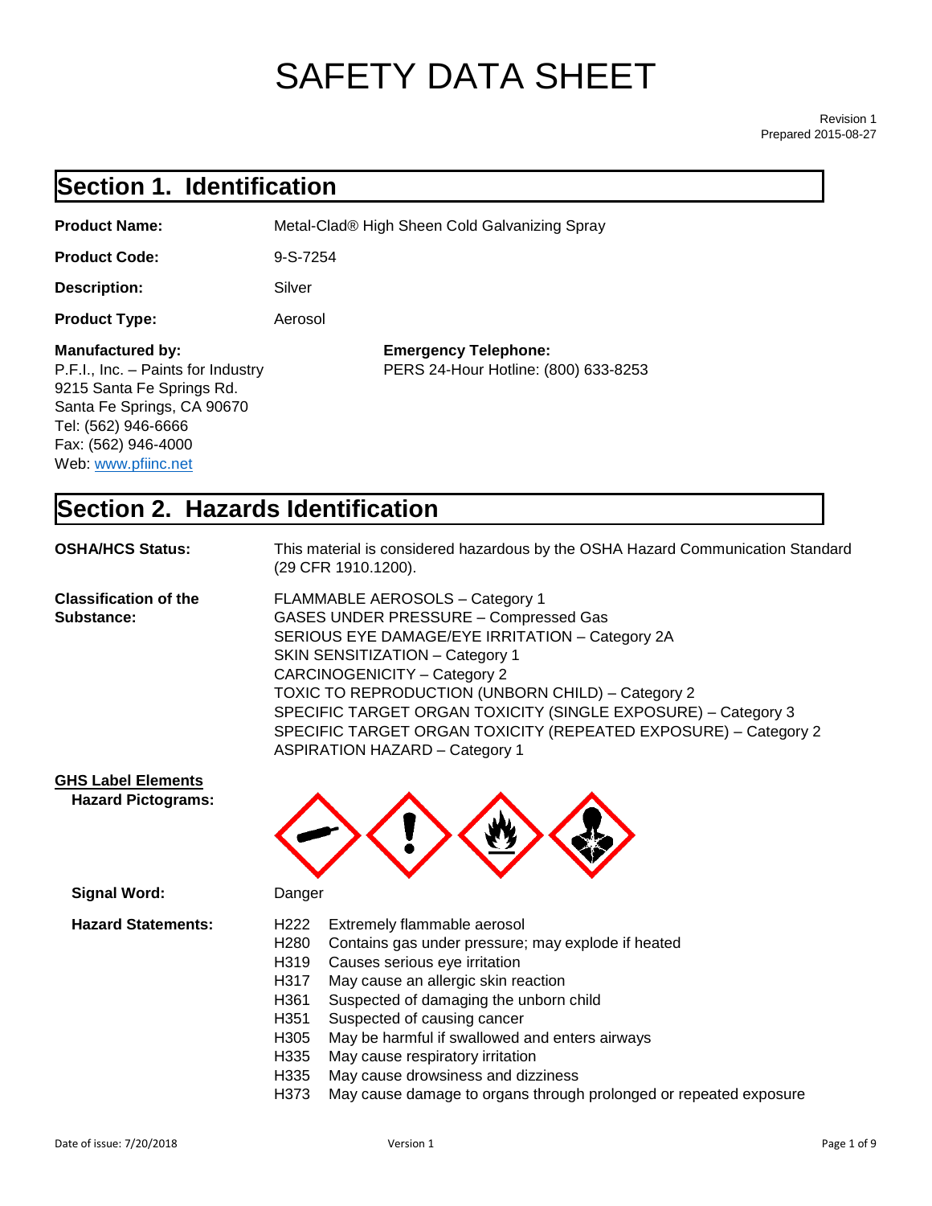# SAFETY DATA SHEET

Revision 1
Prepared 2015-08-27

## Section 1. Identification

**Product Name:** Metal-Clad® High Sheen Cold Galvanizing Spray

**Product Code:** 9-S-7254

**Description:** Silver

**Product Type:** Aerosol

**Manufactured by:**
P.F.I., Inc. – Paints for Industry
9215 Santa Fe Springs Rd.
Santa Fe Springs, CA 90670
Tel: (562) 946-6666
Fax: (562) 946-4000
Web: www.pfiinc.net

**Emergency Telephone:**
PERS 24-Hour Hotline: (800) 633-8253

## Section 2. Hazards Identification

**OSHA/HCS Status:** This material is considered hazardous by the OSHA Hazard Communication Standard (29 CFR 1910.1200).

**Classification of the Substance:**
FLAMMABLE AEROSOLS – Category 1
GASES UNDER PRESSURE – Compressed Gas
SERIOUS EYE DAMAGE/EYE IRRITATION – Category 2A
SKIN SENSITIZATION – Category 1
CARCINOGENICITY – Category 2
TOXIC TO REPRODUCTION (UNBORN CHILD) – Category 2
SPECIFIC TARGET ORGAN TOXICITY (SINGLE EXPOSURE) – Category 3
SPECIFIC TARGET ORGAN TOXICITY (REPEATED EXPOSURE) – Category 2
ASPIRATION HAZARD – Category 1

**GHS Label Elements**

**Hazard Pictograms:**

**Signal Word:** Danger

**Hazard Statements:**

- H222 Extremely flammable aerosol
- H280 Contains gas under pressure; may explode if heated
- H319 Causes serious eye irritation
- H317 May cause an allergic skin reaction
- H361 Suspected of damaging the unborn child
- H351 Suspected of causing cancer
- H305 May be harmful if swallowed and enters airways
- H335 May cause respiratory irritation
- H335 May cause drowsiness and dizziness
- H373 May cause damage to organs through prolonged or repeated exposure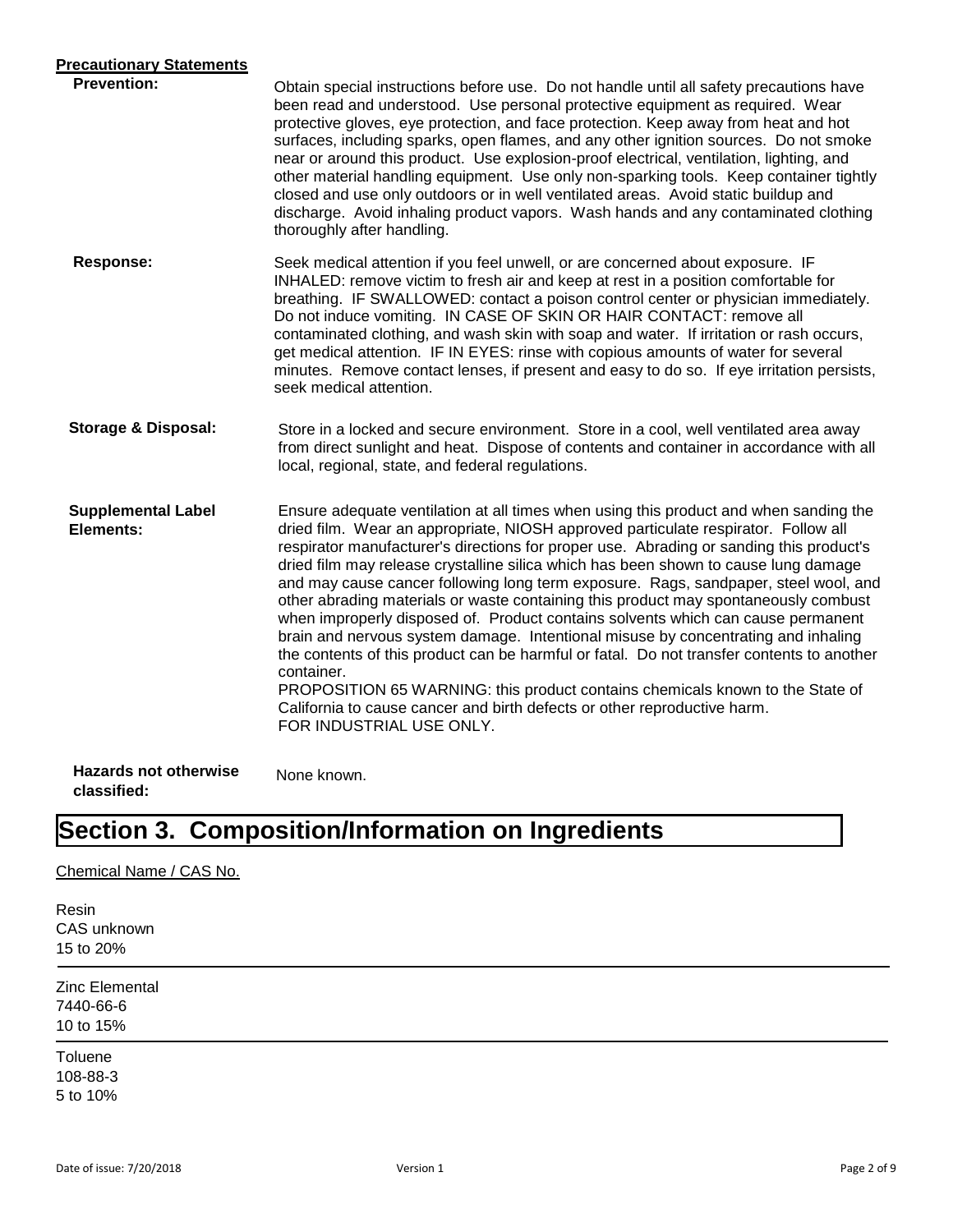**Precautionary Statements**

**Prevention:** Obtain special instructions before use. Do not handle until all safety precautions have been read and understood. Use personal protective equipment as required. Wear protective gloves, eye protection, and face protection. Keep away from heat and hot surfaces, including sparks, open flames, and any other ignition sources. Do not smoke near or around this product. Use explosion-proof electrical, ventilation, lighting, and other material handling equipment. Use only non-sparking tools. Keep container tightly closed and use only outdoors or in well ventilated areas. Avoid static buildup and discharge. Avoid inhaling product vapors. Wash hands and any contaminated clothing thoroughly after handling.

**Response:** Seek medical attention if you feel unwell, or are concerned about exposure. IF INHALED: remove victim to fresh air and keep at rest in a position comfortable for breathing. IF SWALLOWED: contact a poison control center or physician immediately. Do not induce vomiting. IN CASE OF SKIN OR HAIR CONTACT: remove all contaminated clothing, and wash skin with soap and water. If irritation or rash occurs, get medical attention. IF IN EYES: rinse with copious amounts of water for several minutes. Remove contact lenses, if present and easy to do so. If eye irritation persists, seek medical attention.

**Storage & Disposal:** Store in a locked and secure environment. Store in a cool, well ventilated area away from direct sunlight and heat. Dispose of contents and container in accordance with all local, regional, state, and federal regulations.

**Supplemental Label Elements:** Ensure adequate ventilation at all times when using this product and when sanding the dried film. Wear an appropriate, NIOSH approved particulate respirator. Follow all respirator manufacturer's directions for proper use. Abrading or sanding this product's dried film may release crystalline silica which has been shown to cause lung damage and may cause cancer following long term exposure. Rags, sandpaper, steel wool, and other abrading materials or waste containing this product may spontaneously combust when improperly disposed of. Product contains solvents which can cause permanent brain and nervous system damage. Intentional misuse by concentrating and inhaling the contents of this product can be harmful or fatal. Do not transfer contents to another container.
PROPOSITION 65 WARNING: this product contains chemicals known to the State of California to cause cancer and birth defects or other reproductive harm.
FOR INDUSTRIAL USE ONLY.

**Hazards not otherwise classified:** None known.

# Section 3. Composition/Information on Ingredients

Chemical Name / CAS No.

Resin
CAS unknown
15 to 20%

---

Zinc Elemental
7440-66-6
10 to 15%

---

Toluene
108-88-3
5 to 10%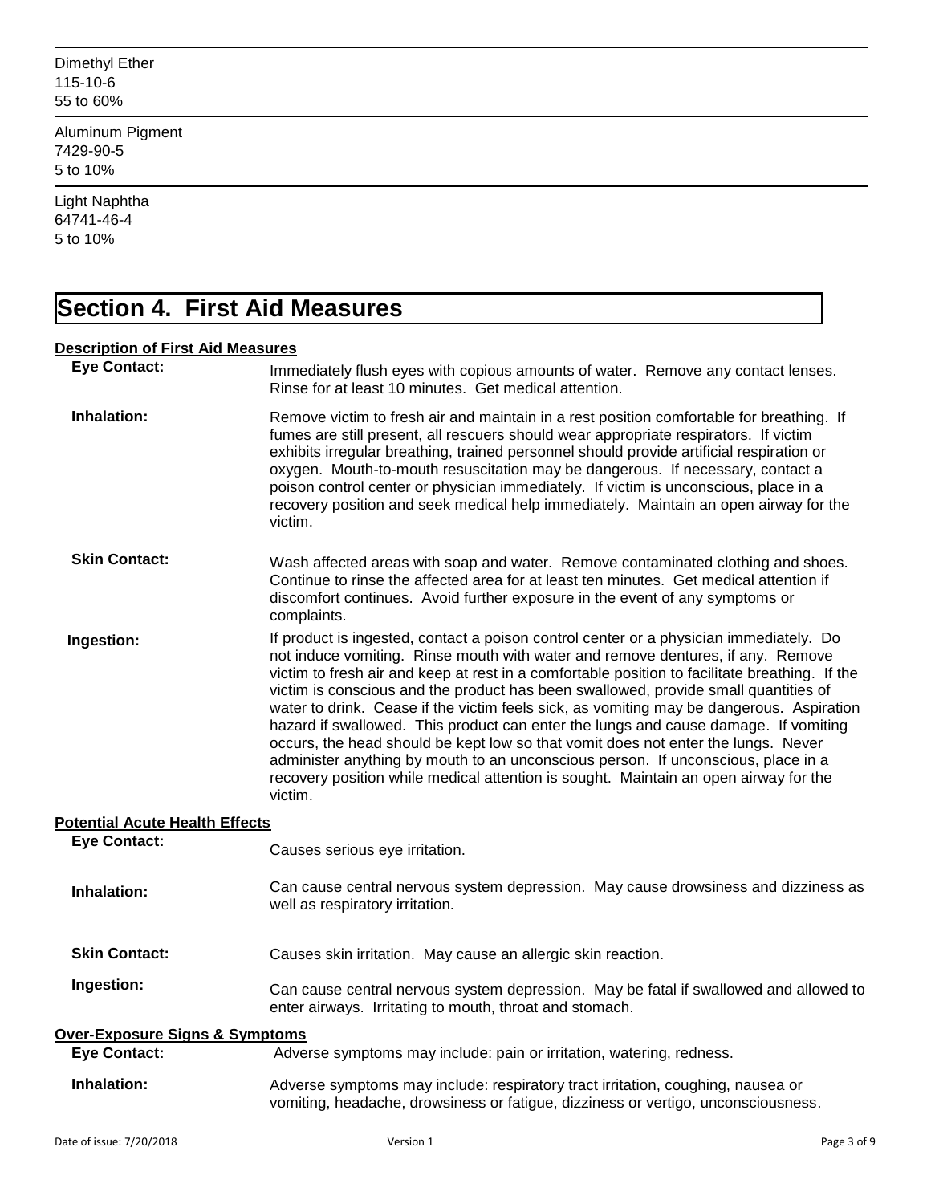Dimethyl Ether
115-10-6
55 to 60%

Aluminum Pigment
7429-90-5
5 to 10%

Light Naphtha
64741-46-4
5 to 10%

# Section 4. First Aid Measures

**Description of First Aid Measures**

**Eye Contact:** Immediately flush eyes with copious amounts of water. Remove any contact lenses. Rinse for at least 10 minutes. Get medical attention.

**Inhalation:** Remove victim to fresh air and maintain in a rest position comfortable for breathing. If fumes are still present, all rescuers should wear appropriate respirators. If victim exhibits irregular breathing, trained personnel should provide artificial respiration or oxygen. Mouth-to-mouth resuscitation may be dangerous. If necessary, contact a poison control center or physician immediately. If victim is unconscious, place in a recovery position and seek medical help immediately. Maintain an open airway for the victim.

**Skin Contact:** Wash affected areas with soap and water. Remove contaminated clothing and shoes. Continue to rinse the affected area for at least ten minutes. Get medical attention if discomfort continues. Avoid further exposure in the event of any symptoms or complaints.

**Ingestion:** If product is ingested, contact a poison control center or a physician immediately. Do not induce vomiting. Rinse mouth with water and remove dentures, if any. Remove victim to fresh air and keep at rest in a comfortable position to facilitate breathing. If the victim is conscious and the product has been swallowed, provide small quantities of water to drink. Cease if the victim feels sick, as vomiting may be dangerous. Aspiration hazard if swallowed. This product can enter the lungs and cause damage. If vomiting occurs, the head should be kept low so that vomit does not enter the lungs. Never administer anything by mouth to an unconscious person. If unconscious, place in a recovery position while medical attention is sought. Maintain an open airway for the victim.

**Potential Acute Health Effects**

**Eye Contact:** Causes serious eye irritation.

**Inhalation:** Can cause central nervous system depression. May cause drowsiness and dizziness as well as respiratory irritation.

**Skin Contact:** Causes skin irritation. May cause an allergic skin reaction.

**Ingestion:** Can cause central nervous system depression. May be fatal if swallowed and allowed to enter airways. Irritating to mouth, throat and stomach.

**Over-Exposure Signs & Symptoms**

**Eye Contact:** Adverse symptoms may include: pain or irritation, watering, redness.

**Inhalation:** Adverse symptoms may include: respiratory tract irritation, coughing, nausea or vomiting, headache, drowsiness or fatigue, dizziness or vertigo, unconsciousness.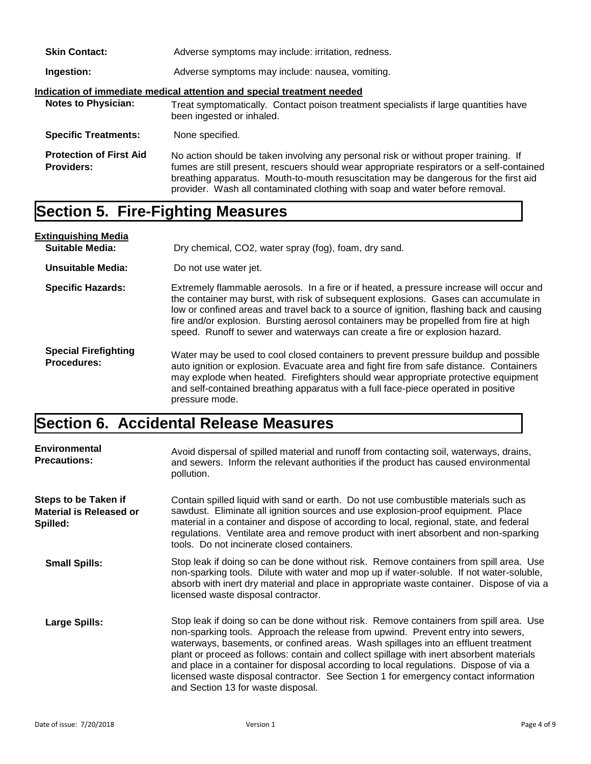**Skin Contact:** Adverse symptoms may include: irritation, redness.

**Ingestion:** Adverse symptoms may include: nausea, vomiting.

**Indication of immediate medical attention and special treatment needed**

**Notes to Physician:** Treat symptomatically. Contact poison treatment specialists if large quantities have been ingested or inhaled.

**Specific Treatments:** None specified.

**Protection of First Aid Providers:** No action should be taken involving any personal risk or without proper training. If fumes are still present, rescuers should wear appropriate respirators or a self-contained breathing apparatus. Mouth-to-mouth resuscitation may be dangerous for the first aid provider. Wash all contaminated clothing with soap and water before removal.

# Section 5. Fire-Fighting Measures

**Extinguishing Media**

**Suitable Media:** Dry chemical, CO2, water spray (fog), foam, dry sand.

**Unsuitable Media:** Do not use water jet.

**Specific Hazards:** Extremely flammable aerosols. In a fire or if heated, a pressure increase will occur and the container may burst, with risk of subsequent explosions. Gases can accumulate in low or confined areas and travel back to a source of ignition, flashing back and causing fire and/or explosion. Bursting aerosol containers may be propelled from fire at high speed. Runoff to sewer and waterways can create a fire or explosion hazard.

**Special Firefighting Procedures:** Water may be used to cool closed containers to prevent pressure buildup and possible auto ignition or explosion. Evacuate area and fight fire from safe distance. Containers may explode when heated. Firefighters should wear appropriate protective equipment and self-contained breathing apparatus with a full face-piece operated in positive pressure mode.

# Section 6. Accidental Release Measures

**Environmental Precautions:** Avoid dispersal of spilled material and runoff from contacting soil, waterways, drains, and sewers. Inform the relevant authorities if the product has caused environmental pollution.

**Steps to be Taken if Material is Released or Spilled:** Contain spilled liquid with sand or earth. Do not use combustible materials such as sawdust. Eliminate all ignition sources and use explosion-proof equipment. Place material in a container and dispose of according to local, regional, state, and federal regulations. Ventilate area and remove product with inert absorbent and non-sparking tools. Do not incinerate closed containers.

**Small Spills:** Stop leak if doing so can be done without risk. Remove containers from spill area. Use non-sparking tools. Dilute with water and mop up if water-soluble. If not water-soluble, absorb with inert dry material and place in appropriate waste container. Dispose of via a licensed waste disposal contractor.

**Large Spills:** Stop leak if doing so can be done without risk. Remove containers from spill area. Use non-sparking tools. Approach the release from upwind. Prevent entry into sewers, waterways, basements, or confined areas. Wash spillages into an effluent treatment plant or proceed as follows: contain and collect spillage with inert absorbent materials and place in a container for disposal according to local regulations. Dispose of via a licensed waste disposal contractor. See Section 1 for emergency contact information and Section 13 for waste disposal.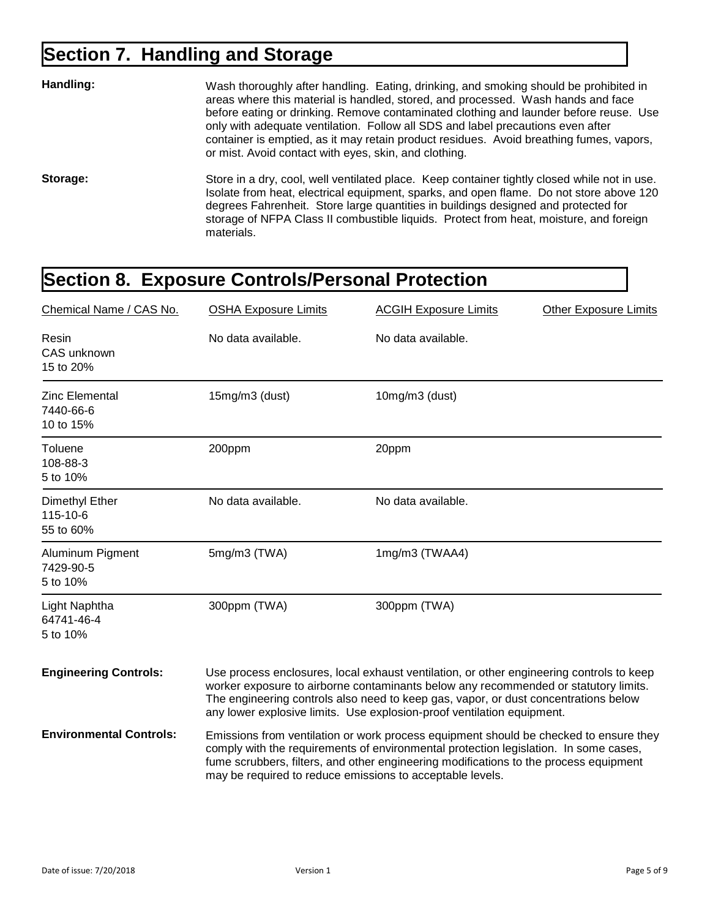# Section 7. Handling and Storage

**Handling:** Wash thoroughly after handling. Eating, drinking, and smoking should be prohibited in areas where this material is handled, stored, and processed. Wash hands and face before eating or drinking. Remove contaminated clothing and launder before reuse. Use only with adequate ventilation. Follow all SDS and label precautions even after container is emptied, as it may retain product residues. Avoid breathing fumes, vapors, or mist. Avoid contact with eyes, skin, and clothing.

**Storage:** Store in a dry, cool, well ventilated place. Keep container tightly closed while not in use. Isolate from heat, electrical equipment, sparks, and open flame. Do not store above 120 degrees Fahrenheit. Store large quantities in buildings designed and protected for storage of NFPA Class II combustible liquids. Protect from heat, moisture, and foreign materials.

# Section 8. Exposure Controls/Personal Protection

| Chemical Name / CAS No. | OSHA Exposure Limits | ACGIH Exposure Limits | Other Exposure Limits |
|---|---|---|---|
| Resin<br>CAS unknown<br>15 to 20% | No data available. | No data available. | |
| Zinc Elemental<br>7440-66-6<br>10 to 15% | 15mg/m3 (dust) | 10mg/m3 (dust) | |
| Toluene<br>108-88-3<br>5 to 10% | 200ppm | 20ppm | |
| Dimethyl Ether<br>115-10-6<br>55 to 60% | No data available. | No data available. | |
| Aluminum Pigment<br>7429-90-5<br>5 to 10% | 5mg/m3 (TWA) | 1mg/m3 (TWAA4) | |
| Light Naphtha<br>64741-46-4<br>5 to 10% | 300ppm (TWA) | 300ppm (TWA) | |

**Engineering Controls:** Use process enclosures, local exhaust ventilation, or other engineering controls to keep worker exposure to airborne contaminants below any recommended or statutory limits. The engineering controls also need to keep gas, vapor, or dust concentrations below any lower explosive limits. Use explosion-proof ventilation equipment.

**Environmental Controls:** Emissions from ventilation or work process equipment should be checked to ensure they comply with the requirements of environmental protection legislation. In some cases, fume scrubbers, filters, and other engineering modifications to the process equipment may be required to reduce emissions to acceptable levels.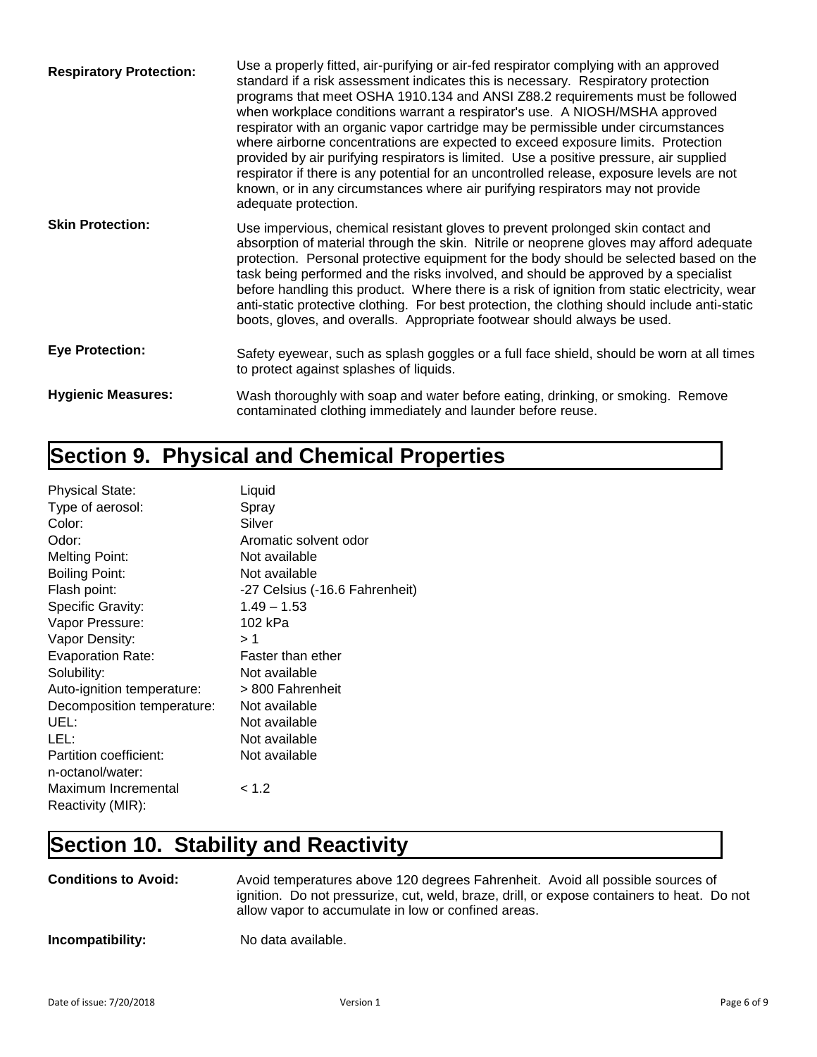**Respiratory Protection:** Use a properly fitted, air-purifying or air-fed respirator complying with an approved standard if a risk assessment indicates this is necessary. Respiratory protection programs that meet OSHA 1910.134 and ANSI Z88.2 requirements must be followed when workplace conditions warrant a respirator's use. A NIOSH/MSHA approved respirator with an organic vapor cartridge may be permissible under circumstances where airborne concentrations are expected to exceed exposure limits. Protection provided by air purifying respirators is limited. Use a positive pressure, air supplied respirator if there is any potential for an uncontrolled release, exposure levels are not known, or in any circumstances where air purifying respirators may not provide adequate protection.

**Skin Protection:** Use impervious, chemical resistant gloves to prevent prolonged skin contact and absorption of material through the skin. Nitrile or neoprene gloves may afford adequate protection. Personal protective equipment for the body should be selected based on the task being performed and the risks involved, and should be approved by a specialist before handling this product. Where there is a risk of ignition from static electricity, wear anti-static protective clothing. For best protection, the clothing should include anti-static boots, gloves, and overalls. Appropriate footwear should always be used.

**Eye Protection:** Safety eyewear, such as splash goggles or a full face shield, should be worn at all times to protect against splashes of liquids.

**Hygienic Measures:** Wash thoroughly with soap and water before eating, drinking, or smoking. Remove contaminated clothing immediately and launder before reuse.

## Section 9. Physical and Chemical Properties

| Property | Value |
|---|---|
| Physical State: | Liquid |
| Type of aerosol: | Spray |
| Color: | Silver |
| Odor: | Aromatic solvent odor |
| Melting Point: | Not available |
| Boiling Point: | Not available |
| Flash point: | -27 Celsius (-16.6 Fahrenheit) |
| Specific Gravity: | 1.49 – 1.53 |
| Vapor Pressure: | 102 kPa |
| Vapor Density: | > 1 |
| Evaporation Rate: | Faster than ether |
| Solubility: | Not available |
| Auto-ignition temperature: | > 800 Fahrenheit |
| Decomposition temperature: | Not available |
| UEL: | Not available |
| LEL: | Not available |
| Partition coefficient: n-octanol/water: | Not available |
| Maximum Incremental Reactivity (MIR): | < 1.2 |

## Section 10. Stability and Reactivity

**Conditions to Avoid:** Avoid temperatures above 120 degrees Fahrenheit. Avoid all possible sources of ignition. Do not pressurize, cut, weld, braze, drill, or expose containers to heat. Do not allow vapor to accumulate in low or confined areas.

**Incompatibility:** No data available.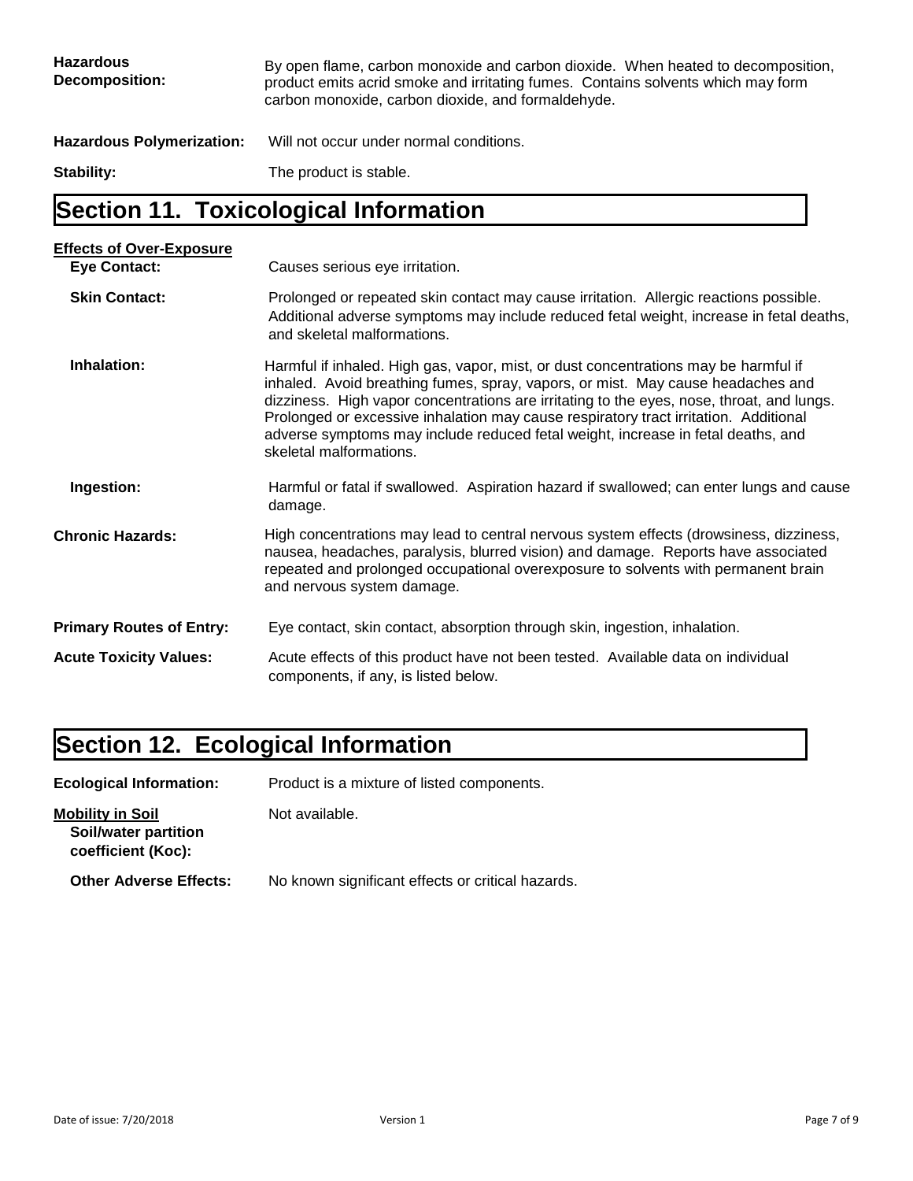**Hazardous Decomposition:** By open flame, carbon monoxide and carbon dioxide. When heated to decomposition, product emits acrid smoke and irritating fumes. Contains solvents which may form carbon monoxide, carbon dioxide, and formaldehyde.

**Hazardous Polymerization:** Will not occur under normal conditions.

**Stability:** The product is stable.

## Section 11. Toxicological Information

**Effects of Over-Exposure**

**Eye Contact:** Causes serious eye irritation.

**Skin Contact:** Prolonged or repeated skin contact may cause irritation. Allergic reactions possible. Additional adverse symptoms may include reduced fetal weight, increase in fetal deaths, and skeletal malformations.

**Inhalation:** Harmful if inhaled. High gas, vapor, mist, or dust concentrations may be harmful if inhaled. Avoid breathing fumes, spray, vapors, or mist. May cause headaches and dizziness. High vapor concentrations are irritating to the eyes, nose, throat, and lungs. Prolonged or excessive inhalation may cause respiratory tract irritation. Additional adverse symptoms may include reduced fetal weight, increase in fetal deaths, and skeletal malformations.

**Ingestion:** Harmful or fatal if swallowed. Aspiration hazard if swallowed; can enter lungs and cause damage.

**Chronic Hazards:** High concentrations may lead to central nervous system effects (drowsiness, dizziness, nausea, headaches, paralysis, blurred vision) and damage. Reports have associated repeated and prolonged occupational overexposure to solvents with permanent brain and nervous system damage.

**Primary Routes of Entry:** Eye contact, skin contact, absorption through skin, ingestion, inhalation.

**Acute Toxicity Values:** Acute effects of this product have not been tested. Available data on individual components, if any, is listed below.

## Section 12. Ecological Information

**Ecological Information:** Product is a mixture of listed components.

**Mobility in Soil**

**Soil/water partition coefficient (Koc):** Not available.

**Other Adverse Effects:** No known significant effects or critical hazards.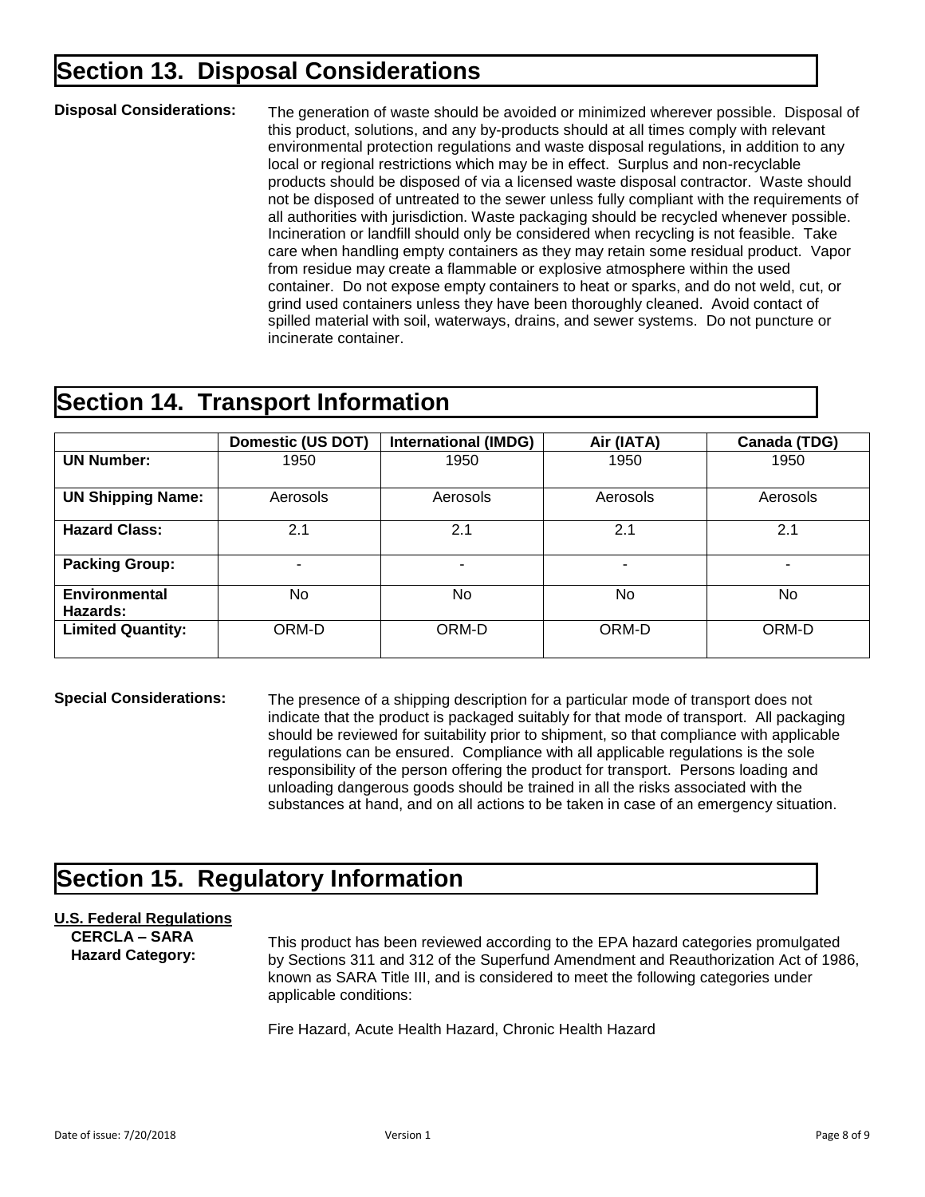# Section 13. Disposal Considerations

**Disposal Considerations:** The generation of waste should be avoided or minimized wherever possible. Disposal of this product, solutions, and any by-products should at all times comply with relevant environmental protection regulations and waste disposal regulations, in addition to any local or regional restrictions which may be in effect. Surplus and non-recyclable products should be disposed of via a licensed waste disposal contractor. Waste should not be disposed of untreated to the sewer unless fully compliant with the requirements of all authorities with jurisdiction. Waste packaging should be recycled whenever possible. Incineration or landfill should only be considered when recycling is not feasible. Take care when handling empty containers as they may retain some residual product. Vapor from residue may create a flammable or explosive atmosphere within the used container. Do not expose empty containers to heat or sparks, and do not weld, cut, or grind used containers unless they have been thoroughly cleaned. Avoid contact of spilled material with soil, waterways, drains, and sewer systems. Do not puncture or incinerate container.

# Section 14. Transport Information

| | Domestic (US DOT) | International (IMDG) | Air (IATA) | Canada (TDG) |
|---|---|---|---|---|
| **UN Number:** | 1950 | 1950 | 1950 | 1950 |
| **UN Shipping Name:** | Aerosols | Aerosols | Aerosols | Aerosols |
| **Hazard Class:** | 2.1 | 2.1 | 2.1 | 2.1 |
| **Packing Group:** | - | - | - | - |
| **Environmental Hazards:** | No | No | No | No |
| **Limited Quantity:** | ORM-D | ORM-D | ORM-D | ORM-D |

**Special Considerations:** The presence of a shipping description for a particular mode of transport does not indicate that the product is packaged suitably for that mode of transport. All packaging should be reviewed for suitability prior to shipment, so that compliance with applicable regulations can be ensured. Compliance with all applicable regulations is the sole responsibility of the person offering the product for transport. Persons loading and unloading dangerous goods should be trained in all the risks associated with the substances at hand, and on all actions to be taken in case of an emergency situation.

# Section 15. Regulatory Information

**U.S. Federal Regulations**

**CERCLA – SARA Hazard Category:** This product has been reviewed according to the EPA hazard categories promulgated by Sections 311 and 312 of the Superfund Amendment and Reauthorization Act of 1986, known as SARA Title III, and is considered to meet the following categories under applicable conditions:

Fire Hazard, Acute Health Hazard, Chronic Health Hazard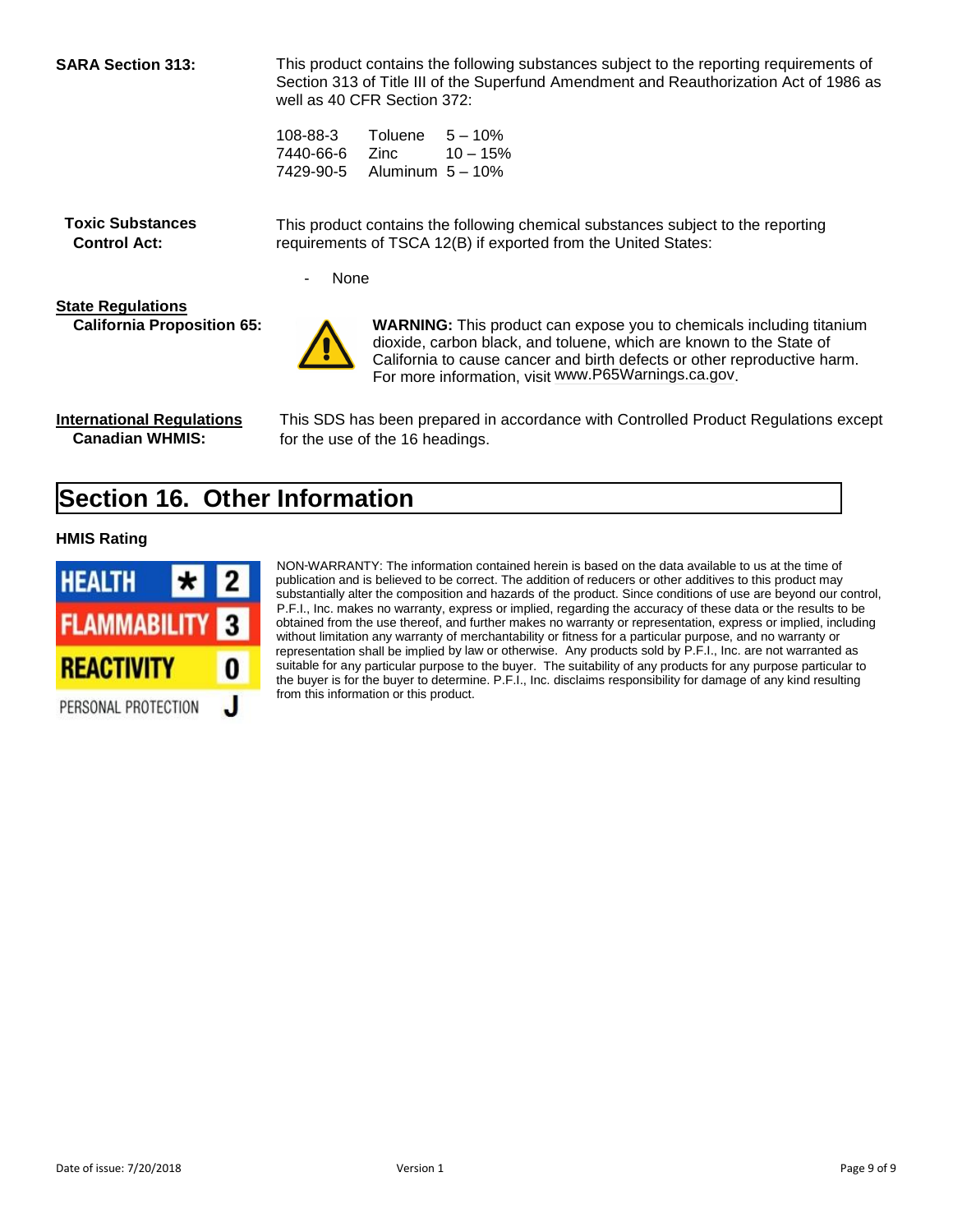**SARA Section 313:** This product contains the following substances subject to the reporting requirements of Section 313 of Title III of the Superfund Amendment and Reauthorization Act of 1986 as well as 40 CFR Section 372:

| | | |
|---|---|---|
| 108-88-3 | Toluene | 5 – 10% |
| 7440-66-6 | Zinc | 10 – 15% |
| 7429-90-5 | Aluminum | 5 – 10% |

**Toxic Substances Control Act:** This product contains the following chemical substances subject to the reporting requirements of TSCA 12(B) if exported from the United States:

- None

**State Regulations**

**California Proposition 65:**

**WARNING:** This product can expose you to chemicals including titanium dioxide, carbon black, and toluene, which are known to the State of California to cause cancer and birth defects or other reproductive harm. For more information, visit www.P65Warnings.ca.gov.

**International Regulations**

**Canadian WHMIS:** This SDS has been prepared in accordance with Controlled Product Regulations except for the use of the 16 headings.

# Section 16. Other Information

**HMIS Rating**

| | | |
|---|---|---|
| HEALTH | * | 2 |
| FLAMMABILITY | | 3 |
| REACTIVITY | | 0 |
| PERSONAL PROTECTION | | J |

NON-WARRANTY: The information contained herein is based on the data available to us at the time of publication and is believed to be correct. The addition of reducers or other additives to this product may substantially alter the composition and hazards of the product. Since conditions of use are beyond our control, P.F.I., Inc. makes no warranty, express or implied, regarding the accuracy of these data or the results to be obtained from the use thereof, and further makes no warranty or representation, express or implied, including without limitation any warranty of merchantability or fitness for a particular purpose, and no warranty or representation shall be implied by law or otherwise. Any products sold by P.F.I., Inc. are not warranted as suitable for any particular purpose to the buyer. The suitability of any products for any purpose particular to the buyer is for the buyer to determine. P.F.I., Inc. disclaims responsibility for damage of any kind resulting from this information or this product.

Date of issue: 7/20/2018 Version 1